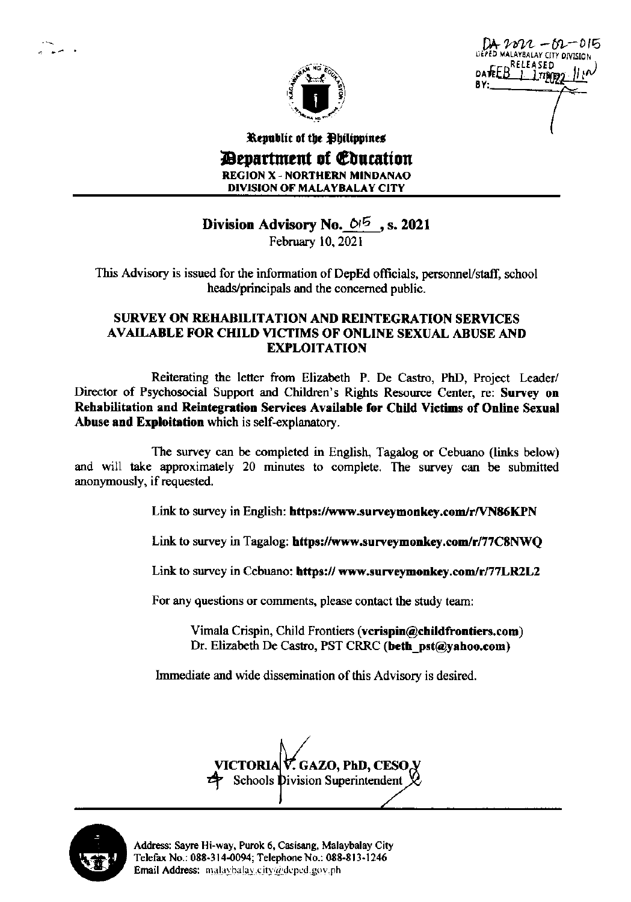DA 2022 - 02 - 015
DEPED MALAYBALAY CITY DIVISION
RELEASED
DATE FEB 11 2022 11:10
BY:

Republic of the Philippines
**Department of Education**
REGION X - NORTHERN MINDANAO
DIVISION OF MALAYBALAY CITY

## Division Advisory No. 015, s. 2021

February 10, 2021

This Advisory is issued for the information of DepEd officials, personnel/staff, school heads/principals and the concerned public.

### SURVEY ON REHABILITATION AND REINTEGRATION SERVICES AVAILABLE FOR CHILD VICTIMS OF ONLINE SEXUAL ABUSE AND EXPLOITATION

Reiterating the letter from Elizabeth P. De Castro, PhD, Project Leader/ Director of Psychosocial Support and Children's Rights Resource Center, re: **Survey on Rehabilitation and Reintegration Services Available for Child Victims of Online Sexual Abuse and Exploitation** which is self-explanatory.

The survey can be completed in English, Tagalog or Cebuano (links below) and will take approximately 20 minutes to complete. The survey can be submitted anonymously, if requested.

Link to survey in English: **https://www.surveymonkey.com/r/VN86KPN**

Link to survey in Tagalog: **https://www.surveymonkey.com/r/77C8NWQ**

Link to survey in Cebuano: **https:// www.surveymonkey.com/r/77LR2L2**

For any questions or comments, please contact the study team:

Vimala Crispin, Child Frontiers (**vcrispin@childfrontiers.com**)
Dr. Elizabeth De Castro, PST CRRC (**beth_pst@yahoo.com**)

Immediate and wide dissemination of this Advisory is desired.

**VICTORIA V. GAZO, PhD, CESO V**
Schools Division Superintendent

Address: Sayre Hi-way, Purok 6, Casisang, Malaybalay City
Telefax No.: 088-314-0094; Telephone No.: 088-813-1246
Email Address: malaybalay.city@deped.gov.ph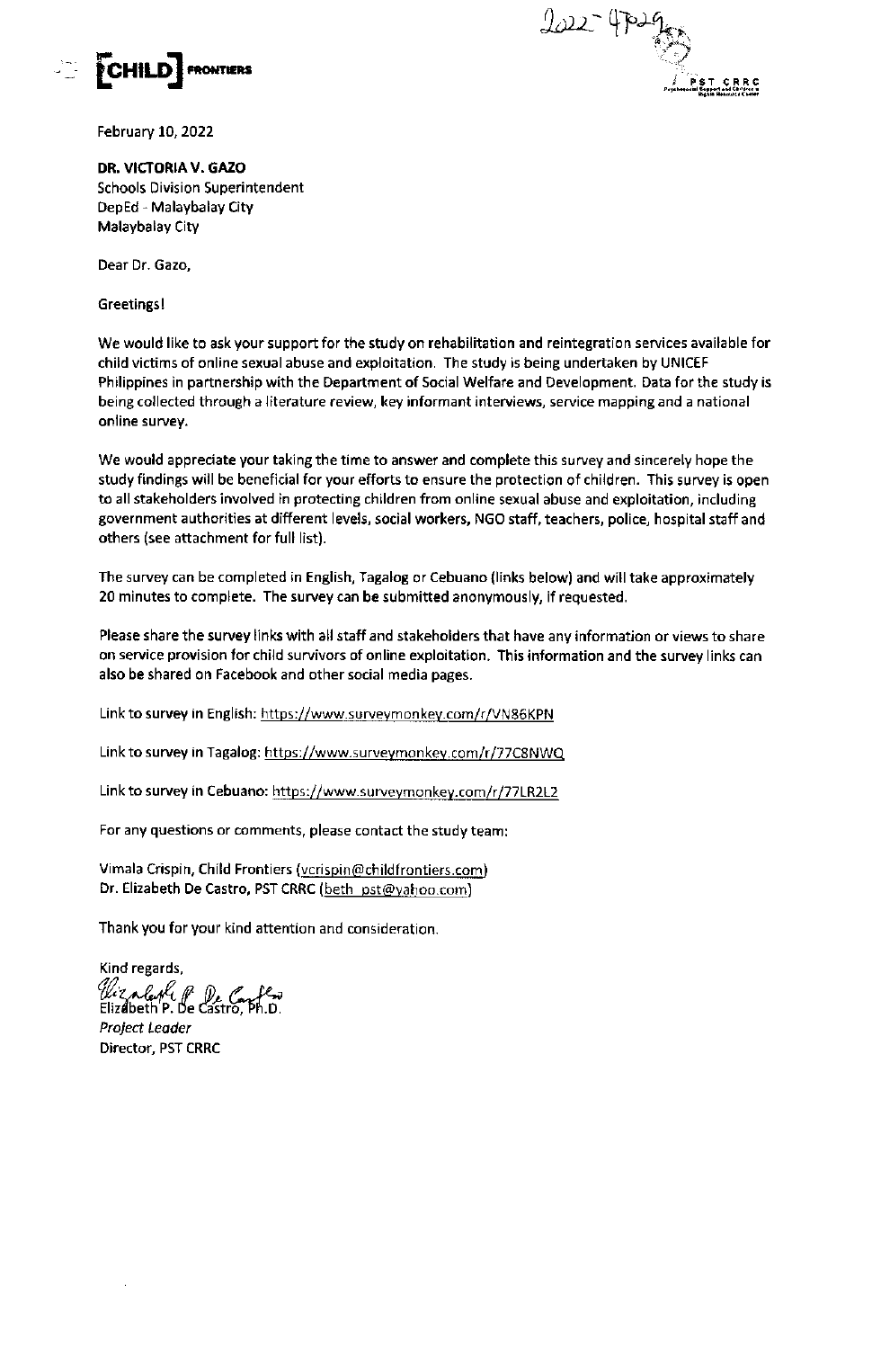**[CHILD] FRONTIERS**

2022-4729

PST CRRC

February 10, 2022

**DR. VICTORIA V. GAZO**
Schools Division Superintendent
DepEd - Malaybalay City
Malaybalay City

Dear Dr. Gazo,

Greetings!

We would like to ask your support for the study on rehabilitation and reintegration services available for child victims of online sexual abuse and exploitation. The study is being undertaken by UNICEF Philippines in partnership with the Department of Social Welfare and Development. Data for the study is being collected through a literature review, key informant interviews, service mapping and a national online survey.

We would appreciate your taking the time to answer and complete this survey and sincerely hope the study findings will be beneficial for your efforts to ensure the protection of children. This survey is open to all stakeholders involved in protecting children from online sexual abuse and exploitation, including government authorities at different levels, social workers, NGO staff, teachers, police, hospital staff and others (see attachment for full list).

The survey can be completed in English, Tagalog or Cebuano (links below) and will take approximately 20 minutes to complete. The survey can be submitted anonymously, if requested.

Please share the survey links with all staff and stakeholders that have any information or views to share on service provision for child survivors of online exploitation. This information and the survey links can also be shared on Facebook and other social media pages.

Link to survey in English: https://www.surveymonkey.com/r/VN86KPN

Link to survey in Tagalog: https://www.surveymonkey.com/r/77C8NWQ

Link to survey in Cebuano: https://www.surveymonkey.com/r/77LR2L2

For any questions or comments, please contact the study team:

Vimala Crispin, Child Frontiers (vcrispin@childfrontiers.com)
Dr. Elizabeth De Castro, PST CRRC (beth_pst@yahoo.com)

Thank you for your kind attention and consideration.

Kind regards,

Elizabeth P. De Castro, Ph.D.
*Project Leader*
Director, PST CRRC